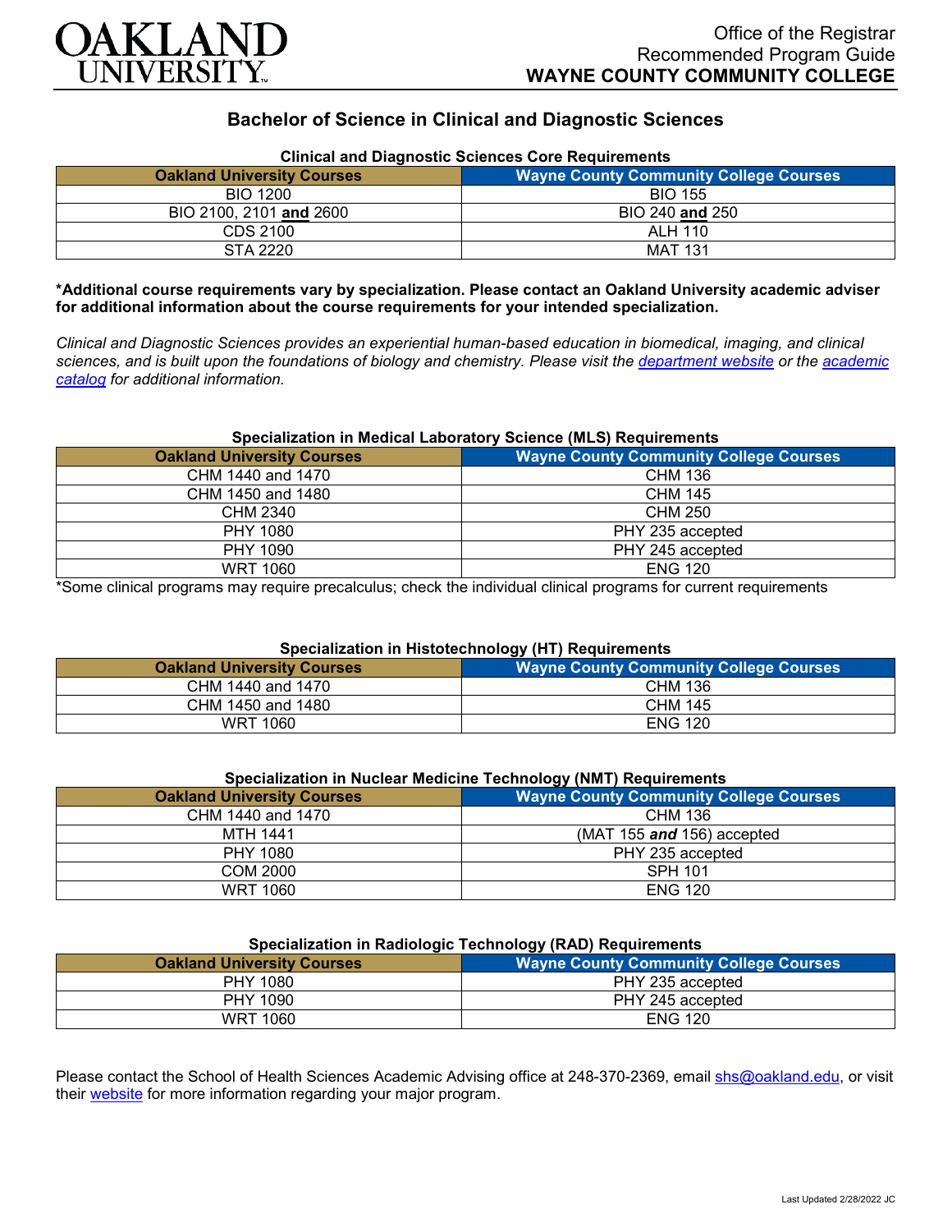OAKLAND UNIVERSITY

Office of the Registrar
Recommended Program Guide
**WAYNE COUNTY COMMUNITY COLLEGE**

# Bachelor of Science in Clinical and Diagnostic Sciences

**Clinical and Diagnostic Sciences Core Requirements**

| Oakland University Courses | Wayne County Community College Courses |
|---|---|
| BIO 1200 | BIO 155 |
| BIO 2100, 2101 **and** 2600 | BIO 240 **and** 250 |
| CDS 2100 | ALH 110 |
| STA 2220 | MAT 131 |

**\*Additional course requirements vary by specialization. Please contact an Oakland University academic adviser for additional information about the course requirements for your intended specialization.**

*Clinical and Diagnostic Sciences provides an experiential human-based education in biomedical, imaging, and clinical sciences, and is built upon the foundations of biology and chemistry. Please visit the department website or the academic catalog for additional information.*

**Specialization in Medical Laboratory Science (MLS) Requirements**

| Oakland University Courses | Wayne County Community College Courses |
|---|---|
| CHM 1440 and 1470 | CHM 136 |
| CHM 1450 and 1480 | CHM 145 |
| CHM 2340 | CHM 250 |
| PHY 1080 | PHY 235 accepted |
| PHY 1090 | PHY 245 accepted |
| WRT 1060 | ENG 120 |

*Some clinical programs may require precalculus; check the individual clinical programs for current requirements

**Specialization in Histotechnology (HT) Requirements**

| Oakland University Courses | Wayne County Community College Courses |
|---|---|
| CHM 1440 and 1470 | CHM 136 |
| CHM 1450 and 1480 | CHM 145 |
| WRT 1060 | ENG 120 |

**Specialization in Nuclear Medicine Technology (NMT) Requirements**

| Oakland University Courses | Wayne County Community College Courses |
|---|---|
| CHM 1440 and 1470 | CHM 136 |
| MTH 1441 | (MAT 155 ***and*** 156) accepted |
| PHY 1080 | PHY 235 accepted |
| COM 2000 | SPH 101 |
| WRT 1060 | ENG 120 |

**Specialization in Radiologic Technology (RAD) Requirements**

| Oakland University Courses | Wayne County Community College Courses |
|---|---|
| PHY 1080 | PHY 235 accepted |
| PHY 1090 | PHY 245 accepted |
| WRT 1060 | ENG 120 |

Please contact the School of Health Sciences Academic Advising office at 248-370-2369, email shs@oakland.edu, or visit their website for more information regarding your major program.

Last Updated 2/28/2022 JC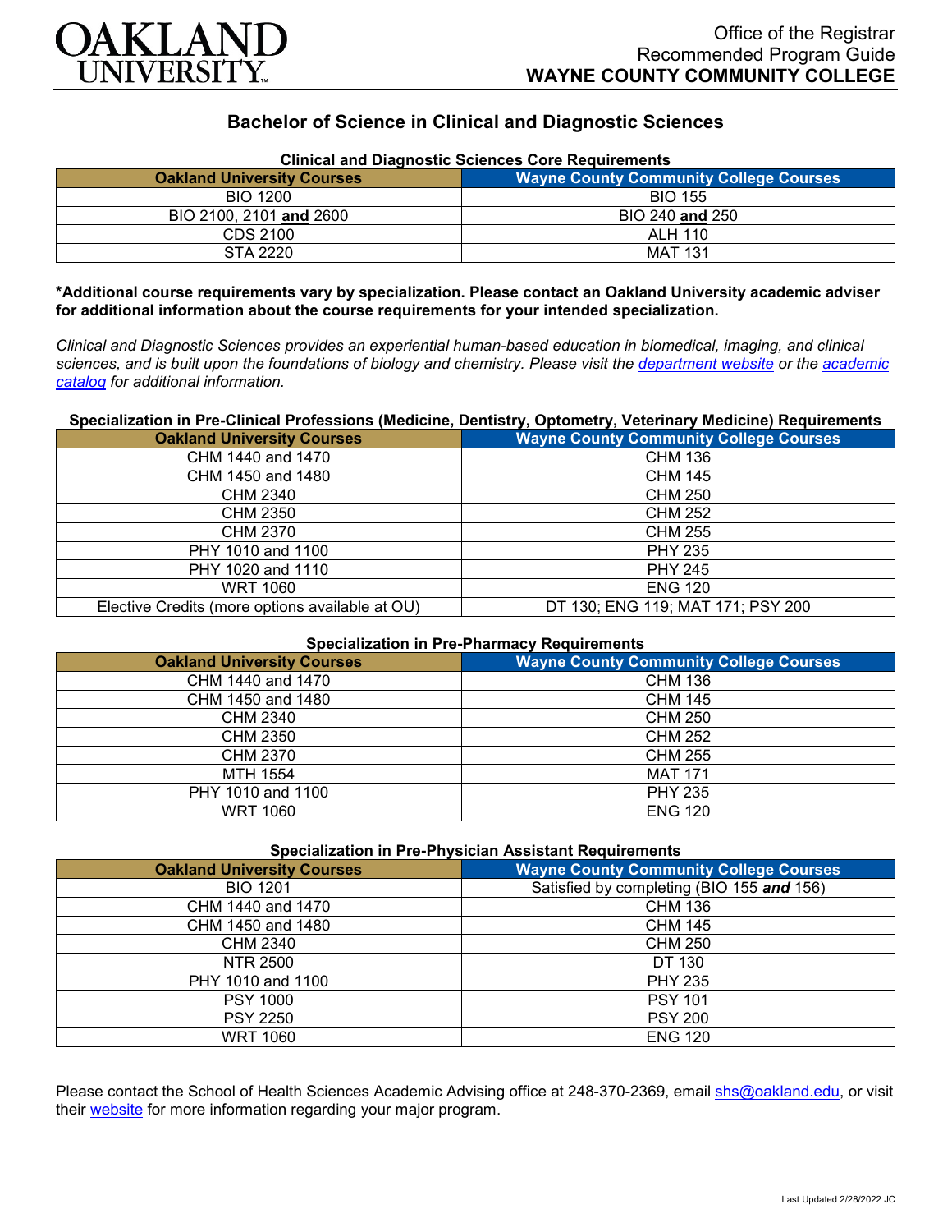# Office of the Registrar
## Recommended Program Guide
## WAYNE COUNTY COMMUNITY COLLEGE

# Bachelor of Science in Clinical and Diagnostic Sciences

### Clinical and Diagnostic Sciences Core Requirements

| Oakland University Courses | Wayne County Community College Courses |
|---|---|
| BIO 1200 | BIO 155 |
| BIO 2100, 2101 **and** 2600 | BIO 240 **and** 250 |
| CDS 2100 | ALH 110 |
| STA 2220 | MAT 131 |

**\*Additional course requirements vary by specialization. Please contact an Oakland University academic adviser for additional information about the course requirements for your intended specialization.**

*Clinical and Diagnostic Sciences provides an experiential human-based education in biomedical, imaging, and clinical sciences, and is built upon the foundations of biology and chemistry. Please visit the department website or the academic catalog for additional information.*

### Specialization in Pre-Clinical Professions (Medicine, Dentistry, Optometry, Veterinary Medicine) Requirements

| Oakland University Courses | Wayne County Community College Courses |
|---|---|
| CHM 1440 and 1470 | CHM 136 |
| CHM 1450 and 1480 | CHM 145 |
| CHM 2340 | CHM 250 |
| CHM 2350 | CHM 252 |
| CHM 2370 | CHM 255 |
| PHY 1010 and 1100 | PHY 235 |
| PHY 1020 and 1110 | PHY 245 |
| WRT 1060 | ENG 120 |
| Elective Credits (more options available at OU) | DT 130; ENG 119; MAT 171; PSY 200 |

### Specialization in Pre-Pharmacy Requirements

| Oakland University Courses | Wayne County Community College Courses |
|---|---|
| CHM 1440 and 1470 | CHM 136 |
| CHM 1450 and 1480 | CHM 145 |
| CHM 2340 | CHM 250 |
| CHM 2350 | CHM 252 |
| CHM 2370 | CHM 255 |
| MTH 1554 | MAT 171 |
| PHY 1010 and 1100 | PHY 235 |
| WRT 1060 | ENG 120 |

### Specialization in Pre-Physician Assistant Requirements

| Oakland University Courses | Wayne County Community College Courses |
|---|---|
| BIO 1201 | Satisfied by completing (BIO 155 ***and*** 156) |
| CHM 1440 and 1470 | CHM 136 |
| CHM 1450 and 1480 | CHM 145 |
| CHM 2340 | CHM 250 |
| NTR 2500 | DT 130 |
| PHY 1010 and 1100 | PHY 235 |
| PSY 1000 | PSY 101 |
| PSY 2250 | PSY 200 |
| WRT 1060 | ENG 120 |

Please contact the School of Health Sciences Academic Advising office at 248-370-2369, email shs@oakland.edu, or visit their website for more information regarding your major program.

Last Updated 2/28/2022 JC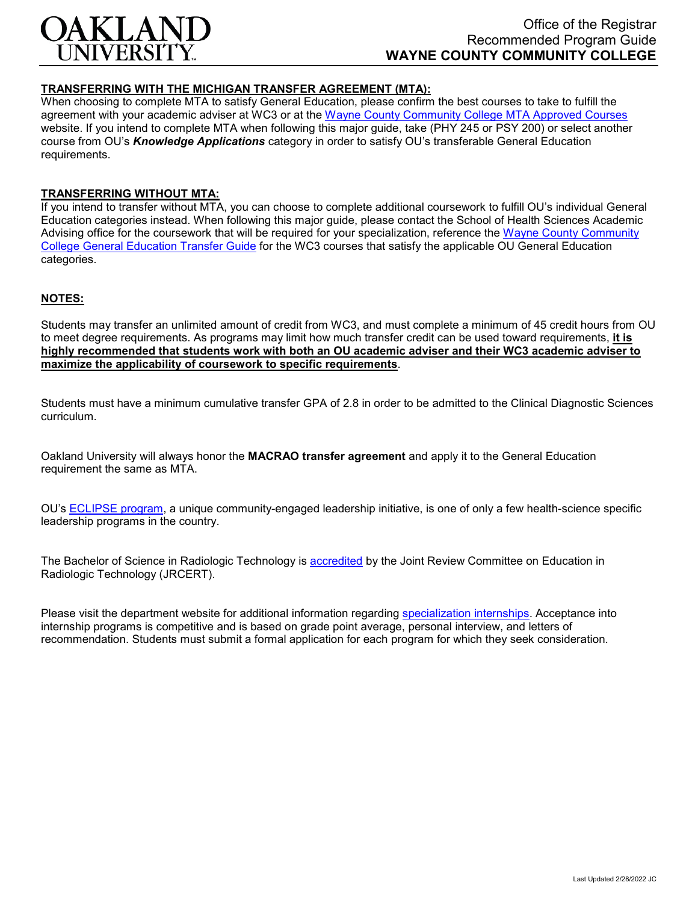**TRANSFERRING WITH THE MICHIGAN TRANSFER AGREEMENT (MTA):**

When choosing to complete MTA to satisfy General Education, please confirm the best courses to take to fulfill the agreement with your academic adviser at WC3 or at the Wayne County Community College MTA Approved Courses website. If you intend to complete MTA when following this major guide, take (PHY 245 or PSY 200) or select another course from OU's ***Knowledge Applications*** category in order to satisfy OU's transferable General Education requirements.

**TRANSFERRING WITHOUT MTA:**

If you intend to transfer without MTA, you can choose to complete additional coursework to fulfill OU's individual General Education categories instead. When following this major guide, please contact the School of Health Sciences Academic Advising office for the coursework that will be required for your specialization, reference the Wayne County Community College General Education Transfer Guide for the WC3 courses that satisfy the applicable OU General Education categories.

**NOTES:**

Students may transfer an unlimited amount of credit from WC3, and must complete a minimum of 45 credit hours from OU to meet degree requirements. As programs may limit how much transfer credit can be used toward requirements, **it is highly recommended that students work with both an OU academic adviser and their WC3 academic adviser to maximize the applicability of coursework to specific requirements**.

Students must have a minimum cumulative transfer GPA of 2.8 in order to be admitted to the Clinical Diagnostic Sciences curriculum.

Oakland University will always honor the **MACRAO transfer agreement** and apply it to the General Education requirement the same as MTA.

OU's ECLIPSE program, a unique community-engaged leadership initiative, is one of only a few health-science specific leadership programs in the country.

The Bachelor of Science in Radiologic Technology is accredited by the Joint Review Committee on Education in Radiologic Technology (JRCERT).

Please visit the department website for additional information regarding specialization internships. Acceptance into internship programs is competitive and is based on grade point average, personal interview, and letters of recommendation. Students must submit a formal application for each program for which they seek consideration.

Last Updated 2/28/2022 JC